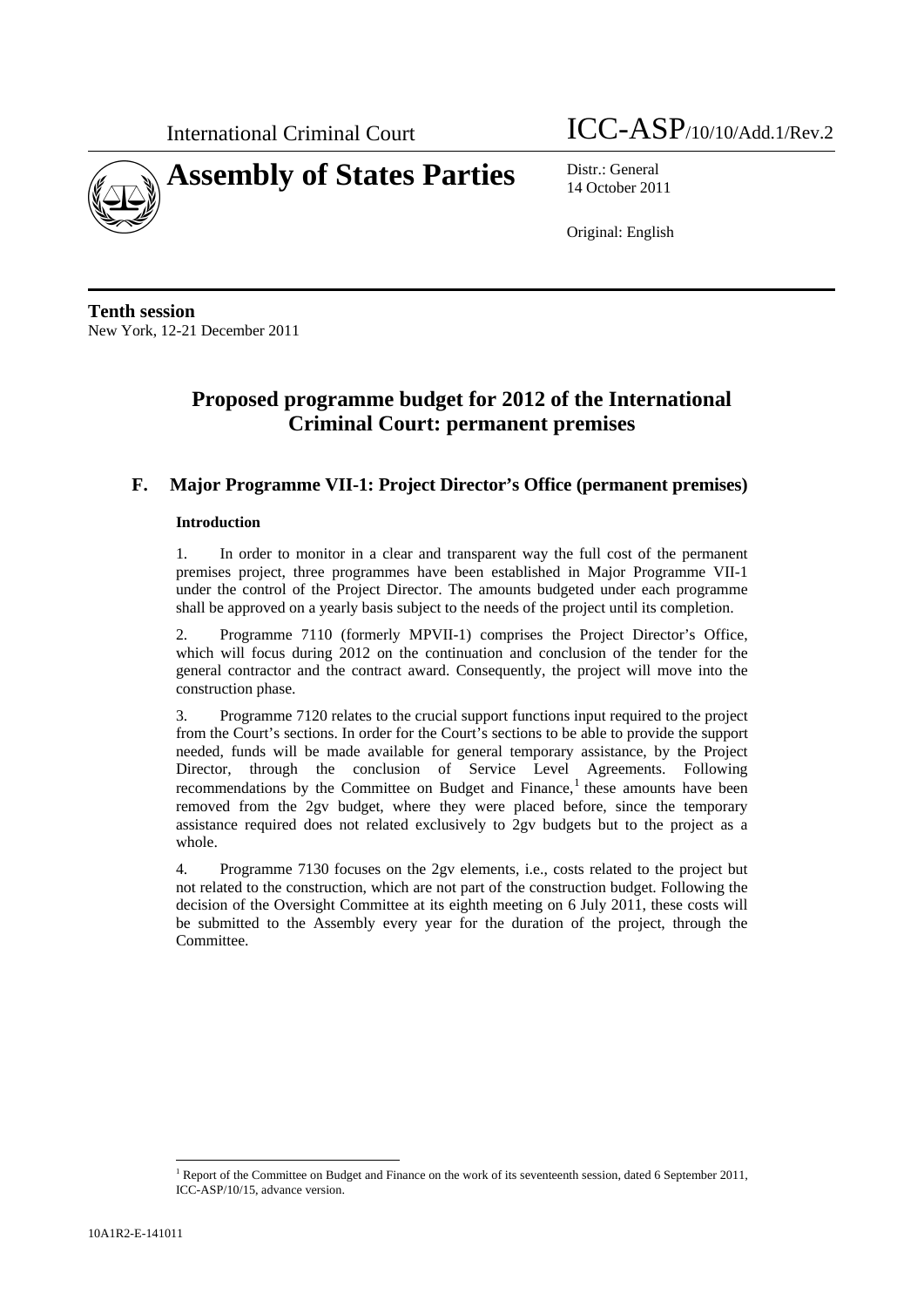International Criminal Court ICC-ASP/10/10/Add.1/Rev.2

# Assembly of States Parties

Distr.: General
14 October 2011

Original: English

**Tenth session**
New York, 12-21 December 2011

# Proposed programme budget for 2012 of the International Criminal Court: permanent premises

## F. Major Programme VII-1: Project Director's Office (permanent premises)

### Introduction

1. In order to monitor in a clear and transparent way the full cost of the permanent premises project, three programmes have been established in Major Programme VII-1 under the control of the Project Director. The amounts budgeted under each programme shall be approved on a yearly basis subject to the needs of the project until its completion.

2. Programme 7110 (formerly MPVII-1) comprises the Project Director's Office, which will focus during 2012 on the continuation and conclusion of the tender for the general contractor and the contract award. Consequently, the project will move into the construction phase.

3. Programme 7120 relates to the crucial support functions input required to the project from the Court's sections. In order for the Court's sections to be able to provide the support needed, funds will be made available for general temporary assistance, by the Project Director, through the conclusion of Service Level Agreements. Following recommendations by the Committee on Budget and Finance,[1] these amounts have been removed from the 2gv budget, where they were placed before, since the temporary assistance required does not related exclusively to 2gv budgets but to the project as a whole.

4. Programme 7130 focuses on the 2gv elements, i.e., costs related to the project but not related to the construction, which are not part of the construction budget. Following the decision of the Oversight Committee at its eighth meeting on 6 July 2011, these costs will be submitted to the Assembly every year for the duration of the project, through the Committee.

[1] Report of the Committee on Budget and Finance on the work of its seventeenth session, dated 6 September 2011, ICC-ASP/10/15, advance version.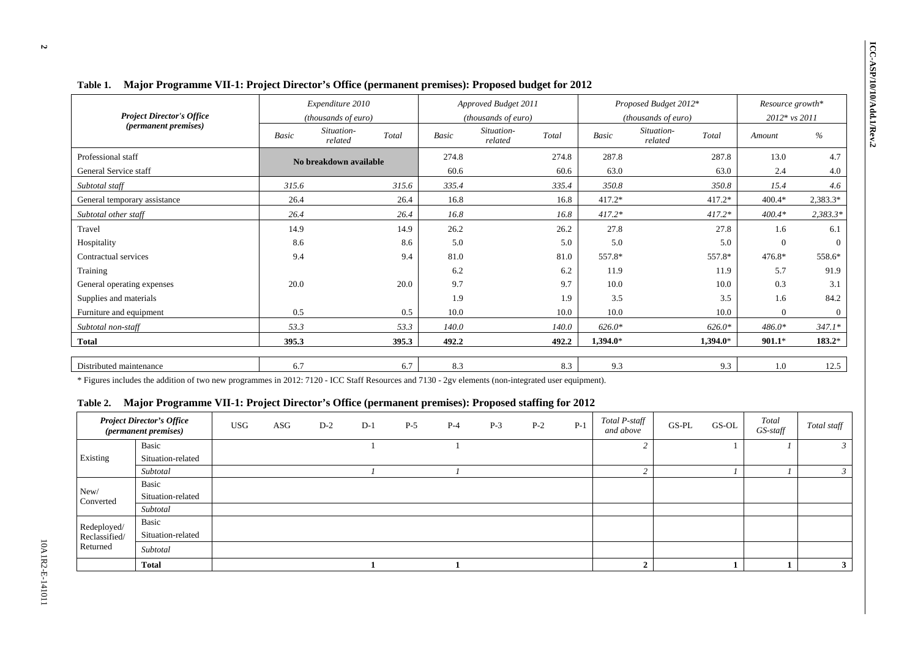**Table 1. Major Programme VII-1: Project Director's Office (permanent premises): Proposed budget for 2012**

| Project Director's Office (permanent premises) | Expenditure 2010 (thousands of euro) | | | Approved Budget 2011 (thousands of euro) | | | Proposed Budget 2012* (thousands of euro) | | | Resource growth* 2012* vs 2011 | |
|---|---|---|---|---|---|---|---|---|---|---|---|
| | Basic | Situation-related | Total | Basic | Situation-related | Total | Basic | Situation-related | Total | Amount | % |
| Professional staff | No breakdown available | | | 274.8 | | 274.8 | 287.8 | | 287.8 | 13.0 | 4.7 |
| General Service staff | | | | 60.6 | | 60.6 | 63.0 | | 63.0 | 2.4 | 4.0 |
| *Subtotal staff* | *315.6* | | *315.6* | *335.4* | | *335.4* | *350.8* | | *350.8* | *15.4* | *4.6* |
| General temporary assistance | 26.4 | | 26.4 | 16.8 | | 16.8 | 417.2* | | 417.2* | 400.4* | 2,383.3* |
| *Subtotal other staff* | *26.4* | | *26.4* | *16.8* | | *16.8* | *417.2** | | *417.2** | *400.4** | *2,383.3** |
| Travel | 14.9 | | 14.9 | 26.2 | | 26.2 | 27.8 | | 27.8 | 1.6 | 6.1 |
| Hospitality | 8.6 | | 8.6 | 5.0 | | 5.0 | 5.0 | | 5.0 | 0 | 0 |
| Contractual services | 9.4 | | 9.4 | 81.0 | | 81.0 | 557.8* | | 557.8* | 476.8* | 558.6* |
| Training | | | | 6.2 | | 6.2 | 11.9 | | 11.9 | 5.7 | 91.9 |
| General operating expenses | 20.0 | | 20.0 | 9.7 | | 9.7 | 10.0 | | 10.0 | 0.3 | 3.1 |
| Supplies and materials | | | | 1.9 | | 1.9 | 3.5 | | 3.5 | 1.6 | 84.2 |
| Furniture and equipment | 0.5 | | 0.5 | 10.0 | | 10.0 | 10.0 | | 10.0 | 0 | 0 |
| *Subtotal non-staff* | *53.3* | | *53.3* | *140.0* | | *140.0* | *626.0** | | *626.0** | *486.0** | *347.1** |
| **Total** | **395.3** | | **395.3** | **492.2** | | **492.2** | **1,394.0*** | | **1,394.0*** | **901.1*** | **183.2*** |
| Distributed maintenance | 6.7 | | 6.7 | 8.3 | | 8.3 | 9.3 | | 9.3 | 1.0 | 12.5 |

\* Figures includes the addition of two new programmes in 2012: 7120 - ICC Staff Resources and 7130 - 2gv elements (non-integrated user equipment).

**Table 2. Major Programme VII-1: Project Director's Office (permanent premises): Proposed staffing for 2012**

| Project Director's Office (permanent premises) | | USG | ASG | D-2 | D-1 | P-5 | P-4 | P-3 | P-2 | P-1 | Total P-staff and above | GS-PL | GS-OL | Total GS-staff | Total staff |
|---|---|---|---|---|---|---|---|---|---|---|---|---|---|---|---|
| Existing | Basic | | | | 1 | | 1 | | | | 2 | | 1 | 1 | 3 |
| | Situation-related | | | | | | | | | | | | | | |
| | *Subtotal* | | | | *1* | | *1* | | | | *2* | | *1* | *1* | *3* |
| New/ Converted | Basic | | | | | | | | | | | | | | |
| | Situation-related | | | | | | | | | | | | | | |
| | *Subtotal* | | | | | | | | | | | | | | |
| Redeployed/ Reclassified/ Returned | Basic | | | | | | | | | | | | | | |
| | Situation-related | | | | | | | | | | | | | | |
| | *Subtotal* | | | | | | | | | | | | | | |
| | **Total** | | | | **1** | | **1** | | | | **2** | | **1** | **1** | **3** |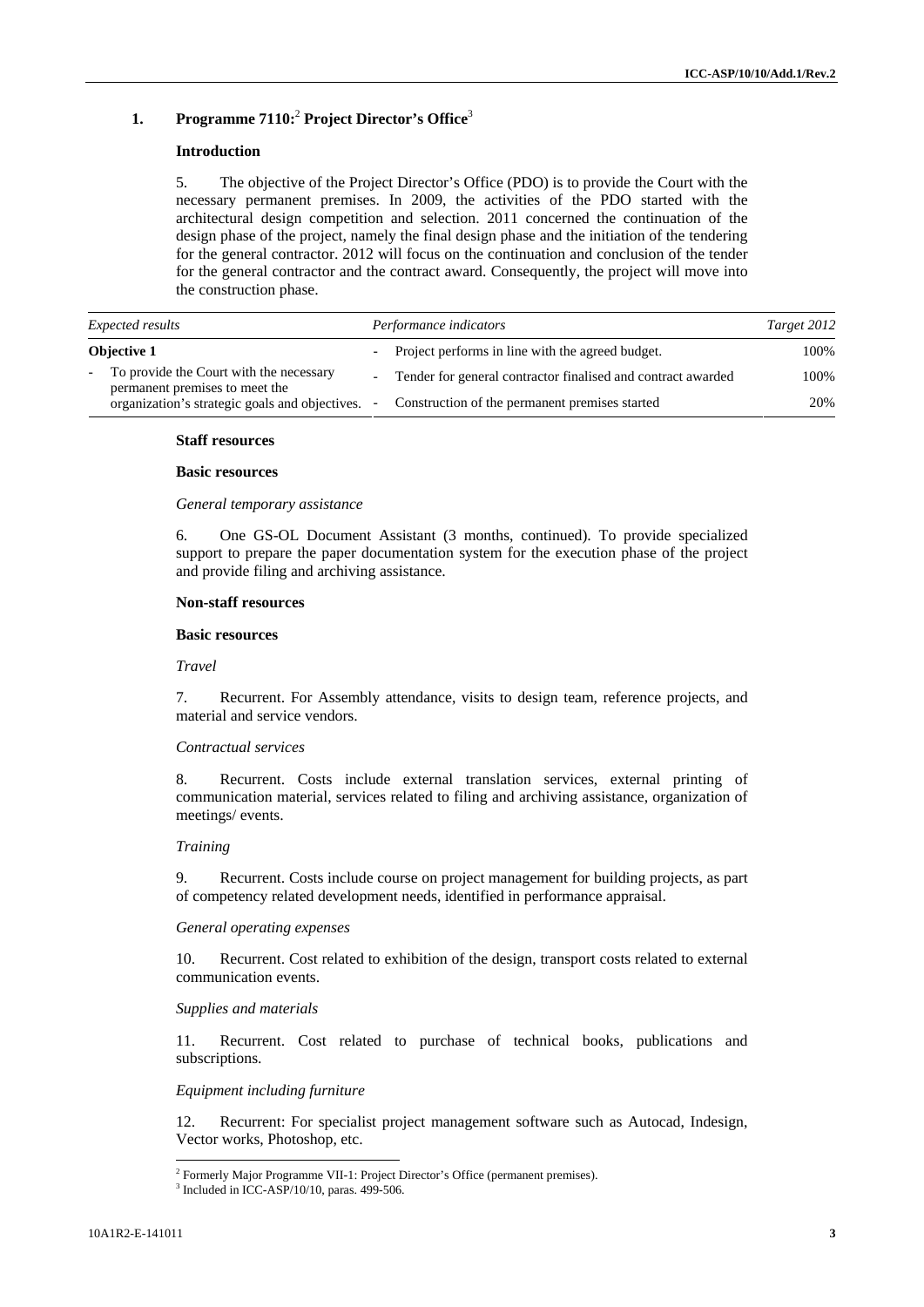## 1. Programme 7110:[2] Project Director's Office[3]

### Introduction

5. The objective of the Project Director's Office (PDO) is to provide the Court with the necessary permanent premises. In 2009, the activities of the PDO started with the architectural design competition and selection. 2011 concerned the continuation of the design phase of the project, namely the final design phase and the initiation of the tendering for the general contractor. 2012 will focus on the continuation and conclusion of the tender for the general contractor and the contract award. Consequently, the project will move into the construction phase.

| *Expected results* | *Performance indicators* | *Target 2012* |
|---|---|---|
| **Objective 1** | - Project performs in line with the agreed budget. | 100% |
| - To provide the Court with the necessary permanent premises to meet the organization's strategic goals and objectives. | - Tender for general contractor finalised and contract awarded | 100% |
| | - Construction of the permanent premises started | 20% |

#### Staff resources

#### Basic resources

*General temporary assistance*

6. One GS-OL Document Assistant (3 months, continued). To provide specialized support to prepare the paper documentation system for the execution phase of the project and provide filing and archiving assistance.

#### Non-staff resources

#### Basic resources

*Travel*

7. Recurrent. For Assembly attendance, visits to design team, reference projects, and material and service vendors.

*Contractual services*

8. Recurrent. Costs include external translation services, external printing of communication material, services related to filing and archiving assistance, organization of meetings/ events.

*Training*

9. Recurrent. Costs include course on project management for building projects, as part of competency related development needs, identified in performance appraisal.

*General operating expenses*

10. Recurrent. Cost related to exhibition of the design, transport costs related to external communication events.

*Supplies and materials*

11. Recurrent. Cost related to purchase of technical books, publications and subscriptions.

*Equipment including furniture*

12. Recurrent: For specialist project management software such as Autocad, Indesign, Vector works, Photoshop, etc.

---

[2] Formerly Major Programme VII-1: Project Director's Office (permanent premises).

[3] Included in ICC-ASP/10/10, paras. 499-506.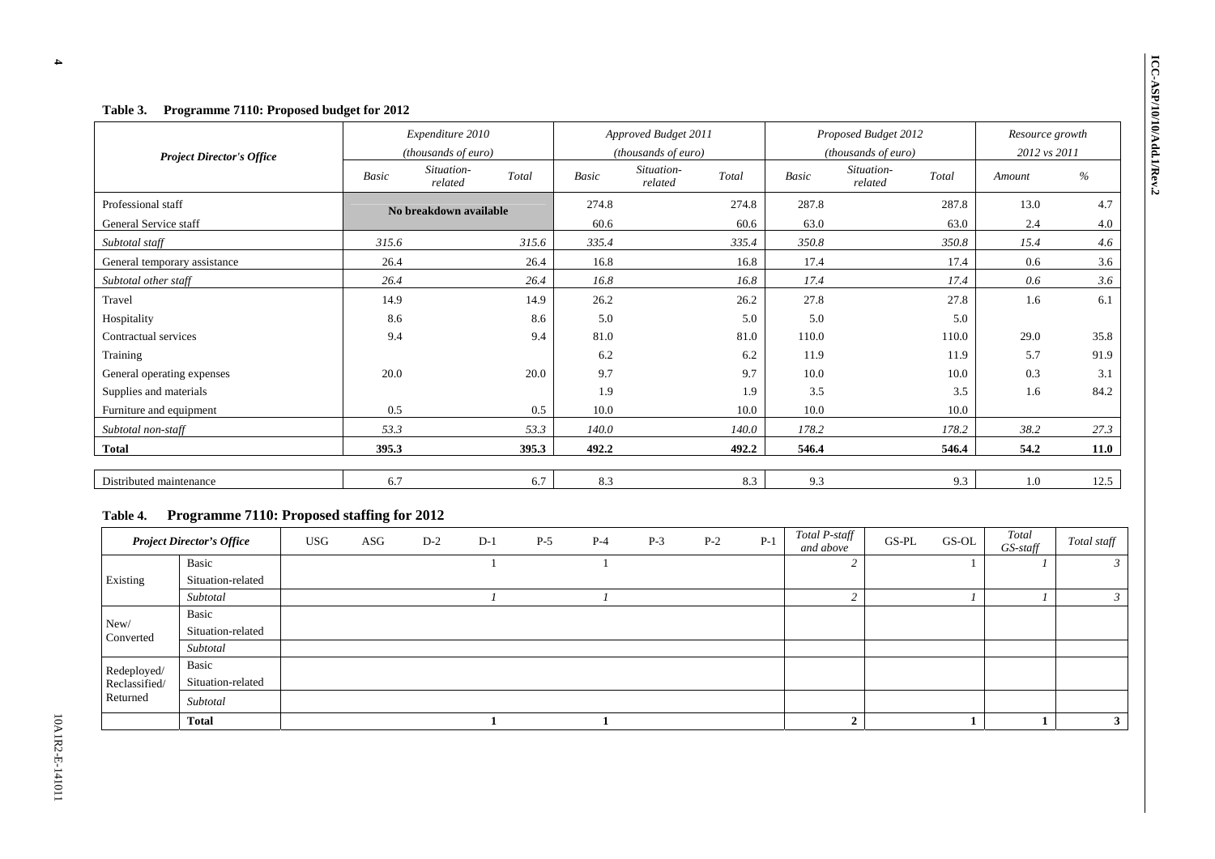**Table 3. Programme 7110: Proposed budget for 2012**

| Project Director's Office | Expenditure 2010 (thousands of euro) | | | Approved Budget 2011 (thousands of euro) | | | Proposed Budget 2012 (thousands of euro) | | | Resource growth 2012 vs 2011 | |
|---|---|---|---|---|---|---|---|---|---|---|---|
| | *Basic* | *Situation-related* | *Total* | *Basic* | *Situation-related* | *Total* | *Basic* | *Situation-related* | *Total* | *Amount* | *%* |
| Professional staff | No breakdown available | | | 274.8 | | 274.8 | 287.8 | | 287.8 | 13.0 | 4.7 |
| General Service staff | | | | 60.6 | | 60.6 | 63.0 | | 63.0 | 2.4 | 4.0 |
| *Subtotal staff* | *315.6* | | *315.6* | *335.4* | | *335.4* | *350.8* | | *350.8* | *15.4* | *4.6* |
| General temporary assistance | 26.4 | | 26.4 | 16.8 | | 16.8 | 17.4 | | 17.4 | 0.6 | 3.6 |
| *Subtotal other staff* | *26.4* | | *26.4* | *16.8* | | *16.8* | *17.4* | | *17.4* | *0.6* | *3.6* |
| Travel | 14.9 | | 14.9 | 26.2 | | 26.2 | 27.8 | | 27.8 | 1.6 | 6.1 |
| Hospitality | 8.6 | | 8.6 | 5.0 | | 5.0 | 5.0 | | 5.0 | | |
| Contractual services | 9.4 | | 9.4 | 81.0 | | 81.0 | 110.0 | | 110.0 | 29.0 | 35.8 |
| Training | | | | 6.2 | | 6.2 | 11.9 | | 11.9 | 5.7 | 91.9 |
| General operating expenses | 20.0 | | 20.0 | 9.7 | | 9.7 | 10.0 | | 10.0 | 0.3 | 3.1 |
| Supplies and materials | | | | 1.9 | | 1.9 | 3.5 | | 3.5 | 1.6 | 84.2 |
| Furniture and equipment | 0.5 | | 0.5 | 10.0 | | 10.0 | 10.0 | | 10.0 | | |
| *Subtotal non-staff* | *53.3* | | *53.3* | *140.0* | | *140.0* | *178.2* | | *178.2* | *38.2* | *27.3* |
| **Total** | **395.3** | | **395.3** | **492.2** | | **492.2** | **546.4** | | **546.4** | **54.2** | **11.0** |
| Distributed maintenance | 6.7 | | 6.7 | 8.3 | | 8.3 | 9.3 | | 9.3 | 1.0 | 12.5 |

**Table 4. Programme 7110: Proposed staffing for 2012**

| *Project Director's Office* | | USG | ASG | D-2 | D-1 | P-5 | P-4 | P-3 | P-2 | P-1 | *Total P-staff and above* | GS-PL | GS-OL | *Total GS-staff* | *Total staff* |
|---|---|---|---|---|---|---|---|---|---|---|---|---|---|---|---|
| Existing | Basic | | | | 1 | | 1 | | | | *2* | | 1 | *1* | *3* |
| | Situation-related | | | | | | | | | | | | | | |
| | *Subtotal* | | | | *1* | | *1* | | | | *2* | | *1* | *1* | *3* |
| New/ Converted | Basic | | | | | | | | | | | | | | |
| | Situation-related | | | | | | | | | | | | | | |
| | *Subtotal* | | | | | | | | | | | | | | |
| Redeployed/ Reclassified/ Returned | Basic | | | | | | | | | | | | | | |
| | Situation-related | | | | | | | | | | | | | | |
| | *Subtotal* | | | | | | | | | | | | | | |
| | **Total** | | | | **1** | | **1** | | | | **2** | | **1** | **1** | **3** |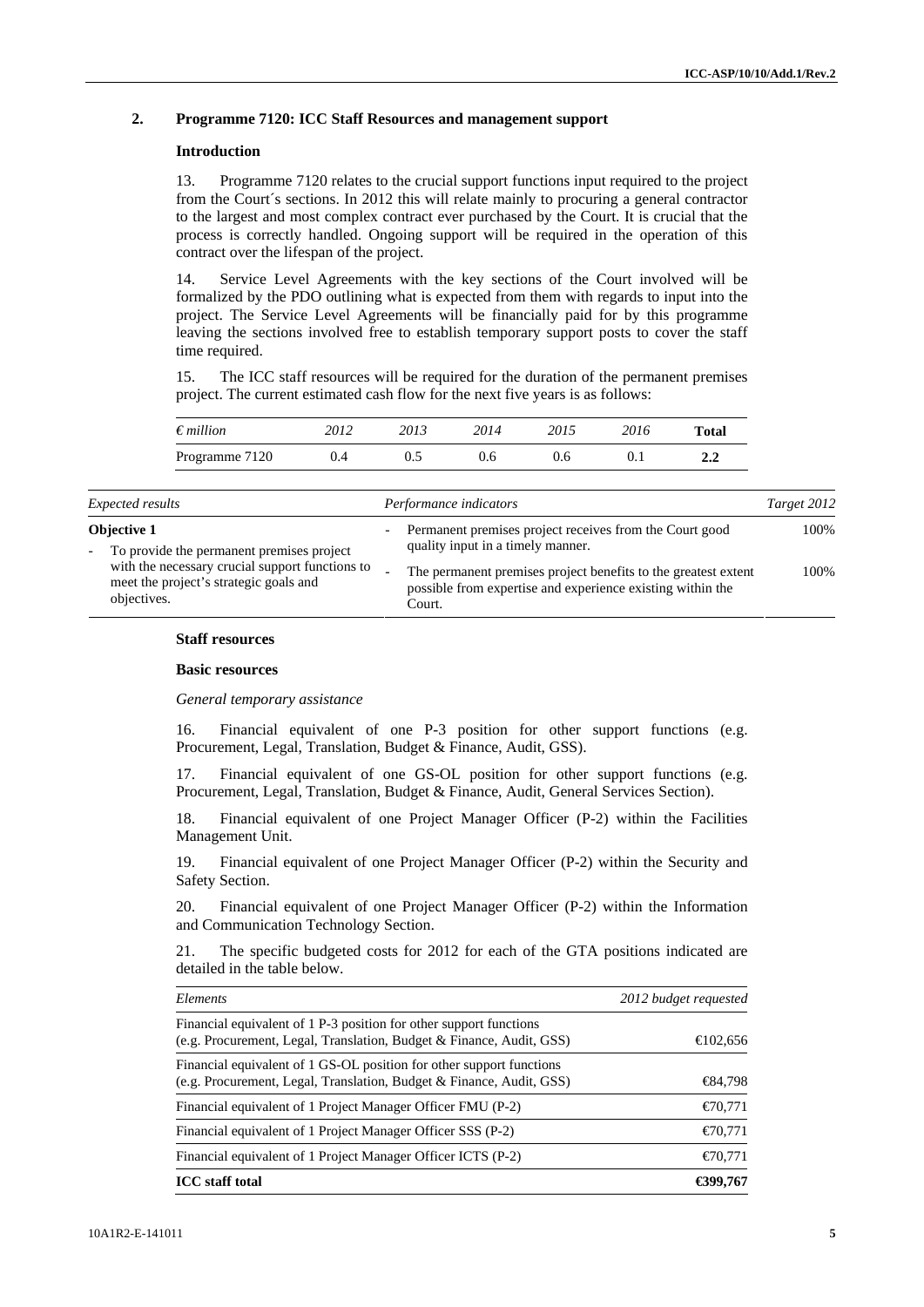## 2. Programme 7120: ICC Staff Resources and management support

### Introduction

13. Programme 7120 relates to the crucial support functions input required to the project from the Court´s sections. In 2012 this will relate mainly to procuring a general contractor to the largest and most complex contract ever purchased by the Court. It is crucial that the process is correctly handled. Ongoing support will be required in the operation of this contract over the lifespan of the project.

14. Service Level Agreements with the key sections of the Court involved will be formalized by the PDO outlining what is expected from them with regards to input into the project. The Service Level Agreements will be financially paid for by this programme leaving the sections involved free to establish temporary support posts to cover the staff time required.

15. The ICC staff resources will be required for the duration of the permanent premises project. The current estimated cash flow for the next five years is as follows:

| *€ million* | *2012* | *2013* | *2014* | *2015* | *2016* | **Total** |
|---|---|---|---|---|---|---|
| Programme 7120 | 0.4 | 0.5 | 0.6 | 0.6 | 0.1 | **2.2** |

| *Expected results* | *Performance indicators* | *Target 2012* |
|---|---|---|
| **Objective 1**<br>- To provide the permanent premises project with the necessary crucial support functions to meet the project's strategic goals and objectives. | - Permanent premises project receives from the Court good quality input in a timely manner. | 100% |
| | - The permanent premises project benefits to the greatest extent possible from expertise and experience existing within the Court. | 100% |

### Staff resources

### Basic resources

*General temporary assistance*

16. Financial equivalent of one P-3 position for other support functions (e.g. Procurement, Legal, Translation, Budget & Finance, Audit, GSS).

17. Financial equivalent of one GS-OL position for other support functions (e.g. Procurement, Legal, Translation, Budget & Finance, Audit, General Services Section).

18. Financial equivalent of one Project Manager Officer (P-2) within the Facilities Management Unit.

19. Financial equivalent of one Project Manager Officer (P-2) within the Security and Safety Section.

20. Financial equivalent of one Project Manager Officer (P-2) within the Information and Communication Technology Section.

21. The specific budgeted costs for 2012 for each of the GTA positions indicated are detailed in the table below.

| *Elements* | *2012 budget requested* |
|---|---|
| Financial equivalent of 1 P-3 position for other support functions (e.g. Procurement, Legal, Translation, Budget & Finance, Audit, GSS) | €102,656 |
| Financial equivalent of 1 GS-OL position for other support functions (e.g. Procurement, Legal, Translation, Budget & Finance, Audit, GSS) | €84,798 |
| Financial equivalent of 1 Project Manager Officer FMU (P-2) | €70,771 |
| Financial equivalent of 1 Project Manager Officer SSS (P-2) | €70,771 |
| Financial equivalent of 1 Project Manager Officer ICTS (P-2) | €70,771 |
| **ICC staff total** | **€399,767** |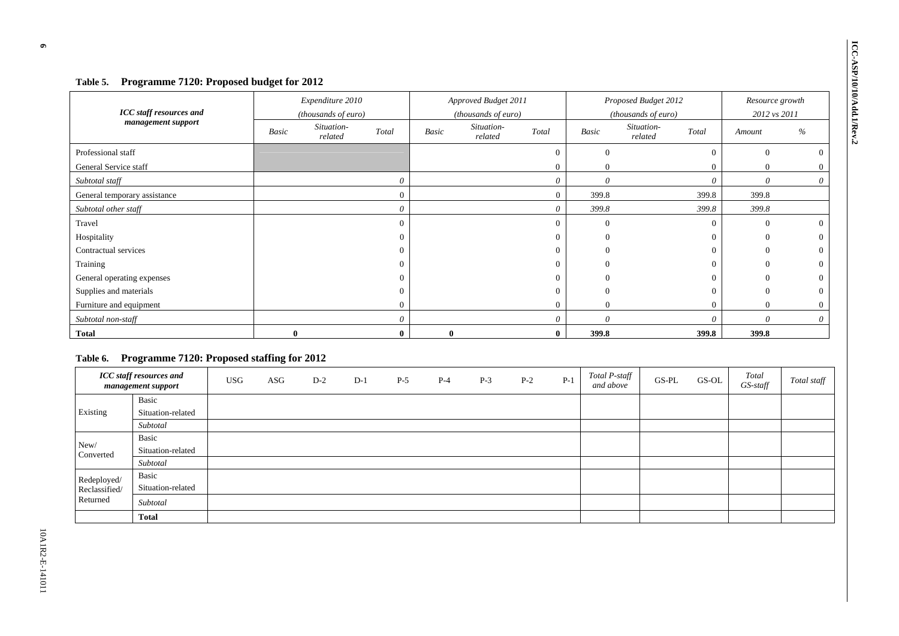**Table 5. Programme 7120: Proposed budget for 2012**

| ICC staff resources and management support | Expenditure 2010 (thousands of euro) | | | Approved Budget 2011 (thousands of euro) | | | Proposed Budget 2012 (thousands of euro) | | | Resource growth 2012 vs 2011 | |
|---|---|---|---|---|---|---|---|---|---|---|---|
| | *Basic* | *Situation-related* | *Total* | *Basic* | *Situation-related* | *Total* | *Basic* | *Situation-related* | *Total* | *Amount* | *%* |
| Professional staff | | | | | | 0 | 0 | | 0 | 0 | 0 |
| General Service staff | | | | | | 0 | 0 | | 0 | 0 | 0 |
| *Subtotal staff* | | | *0* | | | *0* | *0* | | *0* | *0* | *0* |
| General temporary assistance | | | 0 | | | 0 | 399.8 | | 399.8 | 399.8 | |
| *Subtotal other staff* | | | *0* | | | *0* | *399.8* | | *399.8* | *399.8* | |
| Travel | | | 0 | | | 0 | 0 | | 0 | 0 | 0 |
| Hospitality | | | 0 | | | 0 | 0 | | 0 | 0 | 0 |
| Contractual services | | | 0 | | | 0 | 0 | | 0 | 0 | 0 |
| Training | | | 0 | | | 0 | 0 | | 0 | 0 | 0 |
| General operating expenses | | | 0 | | | 0 | 0 | | 0 | 0 | 0 |
| Supplies and materials | | | 0 | | | 0 | 0 | | 0 | 0 | 0 |
| Furniture and equipment | | | 0 | | | 0 | 0 | | 0 | 0 | 0 |
| *Subtotal non-staff* | | | *0* | | | *0* | *0* | | *0* | *0* | *0* |
| **Total** | **0** | | **0** | **0** | | **0** | **399.8** | | **399.8** | **399.8** | |

**Table 6. Programme 7120: Proposed staffing for 2012**

| *ICC staff resources and management support* | | USG | ASG | D-2 | D-1 | P-5 | P-4 | P-3 | P-2 | P-1 | *Total P-staff and above* | GS-PL | GS-OL | *Total GS-staff* | *Total staff* |
|---|---|---|---|---|---|---|---|---|---|---|---|---|---|---|---|
| Existing | Basic | | | | | | | | | | | | | | |
| | Situation-related | | | | | | | | | | | | | | |
| | *Subtotal* | | | | | | | | | | | | | | |
| New/ Converted | Basic | | | | | | | | | | | | | | |
| | Situation-related | | | | | | | | | | | | | | |
| | *Subtotal* | | | | | | | | | | | | | | |
| Redeployed/ Reclassified/ Returned | Basic | | | | | | | | | | | | | | |
| | Situation-related | | | | | | | | | | | | | | |
| | *Subtotal* | | | | | | | | | | | | | | |
| | **Total** | | | | | | | | | | | | | | |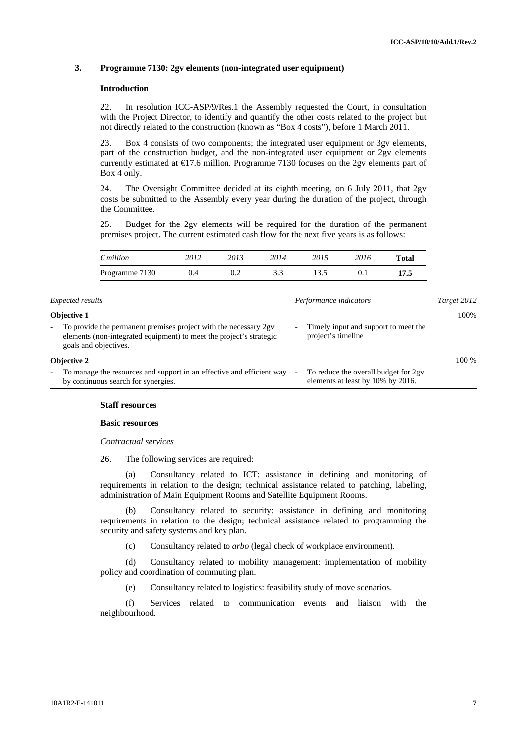### 3. Programme 7130: 2gv elements (non-integrated user equipment)

#### Introduction

22. In resolution ICC-ASP/9/Res.1 the Assembly requested the Court, in consultation with the Project Director, to identify and quantify the other costs related to the project but not directly related to the construction (known as "Box 4 costs"), before 1 March 2011.

23. Box 4 consists of two components; the integrated user equipment or 3gv elements, part of the construction budget, and the non-integrated user equipment or 2gv elements currently estimated at €17.6 million. Programme 7130 focuses on the 2gv elements part of Box 4 only.

24. The Oversight Committee decided at its eighth meeting, on 6 July 2011, that 2gv costs be submitted to the Assembly every year during the duration of the project, through the Committee.

25. Budget for the 2gv elements will be required for the duration of the permanent premises project. The current estimated cash flow for the next five years is as follows:

| *€ million* | *2012* | *2013* | *2014* | *2015* | *2016* | **Total** |
|---|---|---|---|---|---|---|
| Programme 7130 | 0.4 | 0.2 | 3.3 | 13.5 | 0.1 | **17.5** |

| *Expected results* | *Performance indicators* | *Target 2012* |
|---|---|---|
| **Objective 1** | | 100% |
| - To provide the permanent premises project with the necessary 2gv elements (non-integrated equipment) to meet the project's strategic goals and objectives. | - Timely input and support to meet the project's timeline | |
| **Objective 2** | | 100 % |
| - To manage the resources and support in an effective and efficient way by continuous search for synergies. | - To reduce the overall budget for 2gv elements at least by 10% by 2016. | |

#### Staff resources

#### Basic resources

*Contractual services*

26. The following services are required:

(a) Consultancy related to ICT: assistance in defining and monitoring of requirements in relation to the design; technical assistance related to patching, labeling, administration of Main Equipment Rooms and Satellite Equipment Rooms.

(b) Consultancy related to security: assistance in defining and monitoring requirements in relation to the design; technical assistance related to programming the security and safety systems and key plan.

(c) Consultancy related to *arbo* (legal check of workplace environment).

(d) Consultancy related to mobility management: implementation of mobility policy and coordination of commuting plan.

(e) Consultancy related to logistics: feasibility study of move scenarios.

(f) Services related to communication events and liaison with the neighbourhood.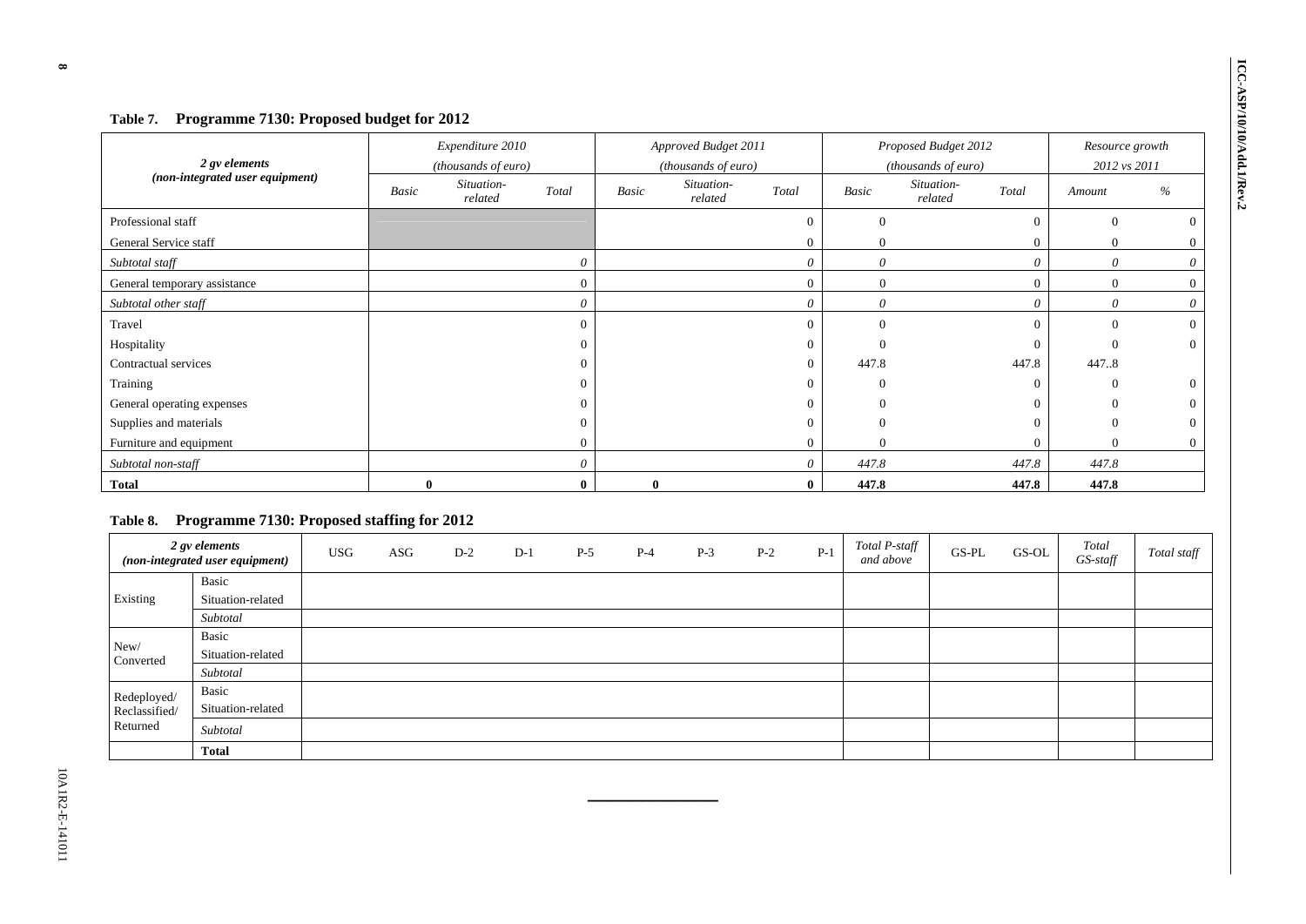### Table 7. Programme 7130: Proposed budget for 2012

| 2 gv elements (non-integrated user equipment) | Expenditure 2010 (thousands of euro) | | | Approved Budget 2011 (thousands of euro) | | | Proposed Budget 2012 (thousands of euro) | | | Resource growth 2012 vs 2011 | |
|---|---|---|---|---|---|---|---|---|---|---|---|
| | Basic | Situation-related | Total | Basic | Situation-related | Total | Basic | Situation-related | Total | Amount | % |
| Professional staff | | | | | | 0 | 0 | | 0 | 0 | 0 |
| General Service staff | | | | | | 0 | 0 | | 0 | 0 | 0 |
| *Subtotal staff* | | | *0* | | | *0* | *0* | | *0* | *0* | *0* |
| General temporary assistance | | | 0 | | | 0 | 0 | | 0 | 0 | 0 |
| *Subtotal other staff* | | | *0* | | | *0* | *0* | | *0* | *0* | *0* |
| Travel | | | 0 | | | 0 | 0 | | 0 | 0 | 0 |
| Hospitality | | | 0 | | | 0 | 0 | | 0 | 0 | 0 |
| Contractual services | | | 0 | | | 0 | 447.8 | | 447.8 | 447..8 | |
| Training | | | 0 | | | 0 | 0 | | 0 | 0 | 0 |
| General operating expenses | | | 0 | | | 0 | 0 | | 0 | 0 | 0 |
| Supplies and materials | | | 0 | | | 0 | 0 | | 0 | 0 | 0 |
| Furniture and equipment | | | 0 | | | 0 | 0 | | 0 | 0 | 0 |
| *Subtotal non-staff* | | | *0* | | | *0* | *447.8* | | *447.8* | *447.8* | |
| **Total** | **0** | | **0** | **0** | | **0** | **447.8** | | **447.8** | **447.8** | |

### Table 8. Programme 7130: Proposed staffing for 2012

| 2 gv elements (non-integrated user equipment) | | USG | ASG | D-2 | D-1 | P-5 | P-4 | P-3 | P-2 | P-1 | Total P-staff and above | GS-PL | GS-OL | Total GS-staff | Total staff |
|---|---|---|---|---|---|---|---|---|---|---|---|---|---|---|---|
| Existing | Basic | | | | | | | | | | | | | | |
| | Situation-related | | | | | | | | | | | | | | |
| | *Subtotal* | | | | | | | | | | | | | | |
| New/ Converted | Basic | | | | | | | | | | | | | | |
| | Situation-related | | | | | | | | | | | | | | |
| | *Subtotal* | | | | | | | | | | | | | | |
| Redeployed/ Reclassified/ Returned | Basic | | | | | | | | | | | | | | |
| | Situation-related | | | | | | | | | | | | | | |
| | *Subtotal* | | | | | | | | | | | | | | |
| | **Total** | | | | | | | | | | | | | | |